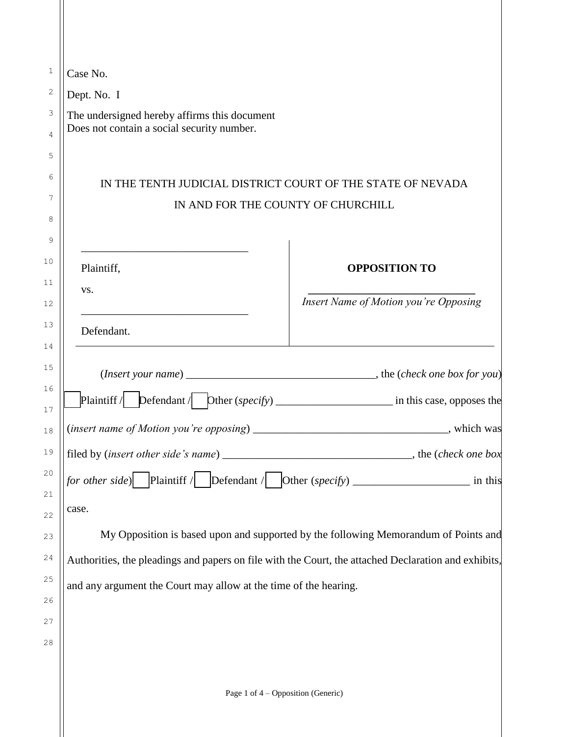Case No.

Dept. No. I

The undersigned hereby affirms this document
Does not contain a social security number.

IN THE TENTH JUDICIAL DISTRICT COURT OF THE STATE OF NEVADA

IN AND FOR THE COUNTY OF CHURCHILL

| | |
|---|---|
| ______________________________ | |
| Plaintiff, | **OPPOSITION TO** |
| vs. | ______________________________ |
| | *Insert Name of Motion you're Opposing* |
| ______________________________ | |
| Defendant. | |

(*Insert your name*) __________________________________, the (*check one box for you*) ☐ Plaintiff / ☐ Defendant / ☐ Other (*specify*) ____________________ in this case, opposes the (*insert name of Motion you're opposing*) __________________________________, which was filed by (*insert other side's name*) __________________________________, the (*check one box for other side*) ☐ Plaintiff / ☐ Defendant / ☐ Other (*specify*) ____________________ in this case.

My Opposition is based upon and supported by the following Memorandum of Points and Authorities, the pleadings and papers on file with the Court, the attached Declaration and exhibits, and any argument the Court may allow at the time of the hearing.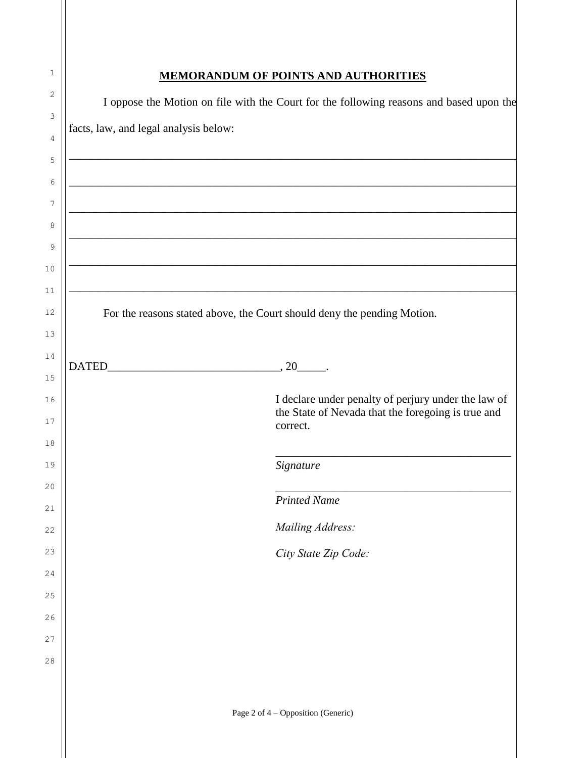## MEMORANDUM OF POINTS AND AUTHORITIES

I oppose the Motion on file with the Court for the following reasons and based upon the facts, law, and legal analysis below:

\_\_\_\_\_\_\_\_\_\_\_\_\_\_\_\_\_\_\_\_\_\_\_\_\_\_\_\_\_\_\_\_\_\_\_\_\_\_\_\_\_\_\_\_\_\_\_\_\_\_\_\_\_\_\_\_\_\_\_\_\_\_\_\_\_\_\_\_\_\_\_\_

\_\_\_\_\_\_\_\_\_\_\_\_\_\_\_\_\_\_\_\_\_\_\_\_\_\_\_\_\_\_\_\_\_\_\_\_\_\_\_\_\_\_\_\_\_\_\_\_\_\_\_\_\_\_\_\_\_\_\_\_\_\_\_\_\_\_\_\_\_\_\_\_

\_\_\_\_\_\_\_\_\_\_\_\_\_\_\_\_\_\_\_\_\_\_\_\_\_\_\_\_\_\_\_\_\_\_\_\_\_\_\_\_\_\_\_\_\_\_\_\_\_\_\_\_\_\_\_\_\_\_\_\_\_\_\_\_\_\_\_\_\_\_\_\_

\_\_\_\_\_\_\_\_\_\_\_\_\_\_\_\_\_\_\_\_\_\_\_\_\_\_\_\_\_\_\_\_\_\_\_\_\_\_\_\_\_\_\_\_\_\_\_\_\_\_\_\_\_\_\_\_\_\_\_\_\_\_\_\_\_\_\_\_\_\_\_\_

\_\_\_\_\_\_\_\_\_\_\_\_\_\_\_\_\_\_\_\_\_\_\_\_\_\_\_\_\_\_\_\_\_\_\_\_\_\_\_\_\_\_\_\_\_\_\_\_\_\_\_\_\_\_\_\_\_\_\_\_\_\_\_\_\_\_\_\_\_\_\_\_

\_\_\_\_\_\_\_\_\_\_\_\_\_\_\_\_\_\_\_\_\_\_\_\_\_\_\_\_\_\_\_\_\_\_\_\_\_\_\_\_\_\_\_\_\_\_\_\_\_\_\_\_\_\_\_\_\_\_\_\_\_\_\_\_\_\_\_\_\_\_\_\_

For the reasons stated above, the Court should deny the pending Motion.

DATED\_\_\_\_\_\_\_\_\_\_\_\_\_\_\_\_\_\_\_\_\_\_\_\_\_\_\_\_\_\_, 20\_\_\_\_\_.

I declare under penalty of perjury under the law of the State of Nevada that the foregoing is true and correct.

\_\_\_\_\_\_\_\_\_\_\_\_\_\_\_\_\_\_\_\_\_\_\_\_\_\_\_\_\_\_\_\_\_\_\_\_\_\_\_\_\_\_

*Signature*

\_\_\_\_\_\_\_\_\_\_\_\_\_\_\_\_\_\_\_\_\_\_\_\_\_\_\_\_\_\_\_\_\_\_\_\_\_\_\_\_\_\_

*Printed Name*

*Mailing Address:*

*City State Zip Code:*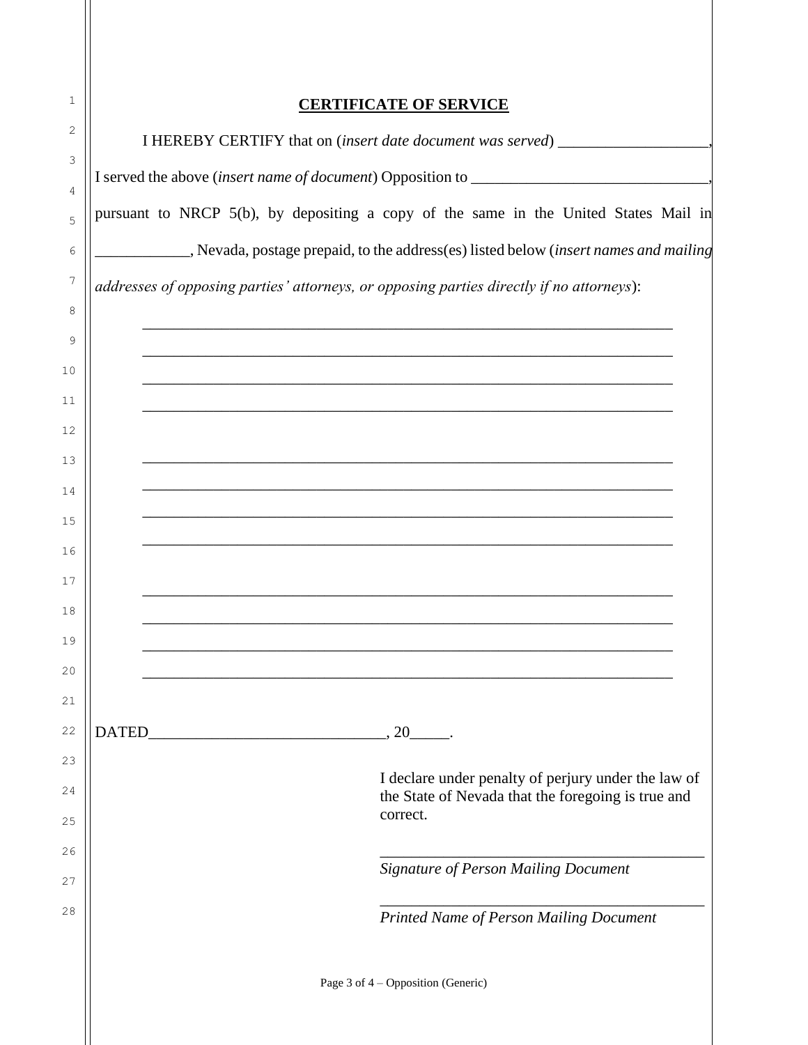**CERTIFICATE OF SERVICE**

I HEREBY CERTIFY that on (*insert date document was served*) ___________________, I served the above (*insert name of document*) Opposition to ______________________________, pursuant to NRCP 5(b), by depositing a copy of the same in the United States Mail in ____________, Nevada, postage prepaid, to the address(es) listed below (*insert names and mailing addresses of opposing parties' attorneys, or opposing parties directly if no attorneys*):

_____________________________________________________________________
_____________________________________________________________________
_____________________________________________________________________
_____________________________________________________________________

_____________________________________________________________________
_____________________________________________________________________
_____________________________________________________________________
_____________________________________________________________________

_____________________________________________________________________
_____________________________________________________________________
_____________________________________________________________________
_____________________________________________________________________

DATED______________________________, 20_____.

I declare under penalty of perjury under the law of the State of Nevada that the foregoing is true and correct.

__________________________________________
*Signature of Person Mailing Document*

__________________________________________
*Printed Name of Person Mailing Document*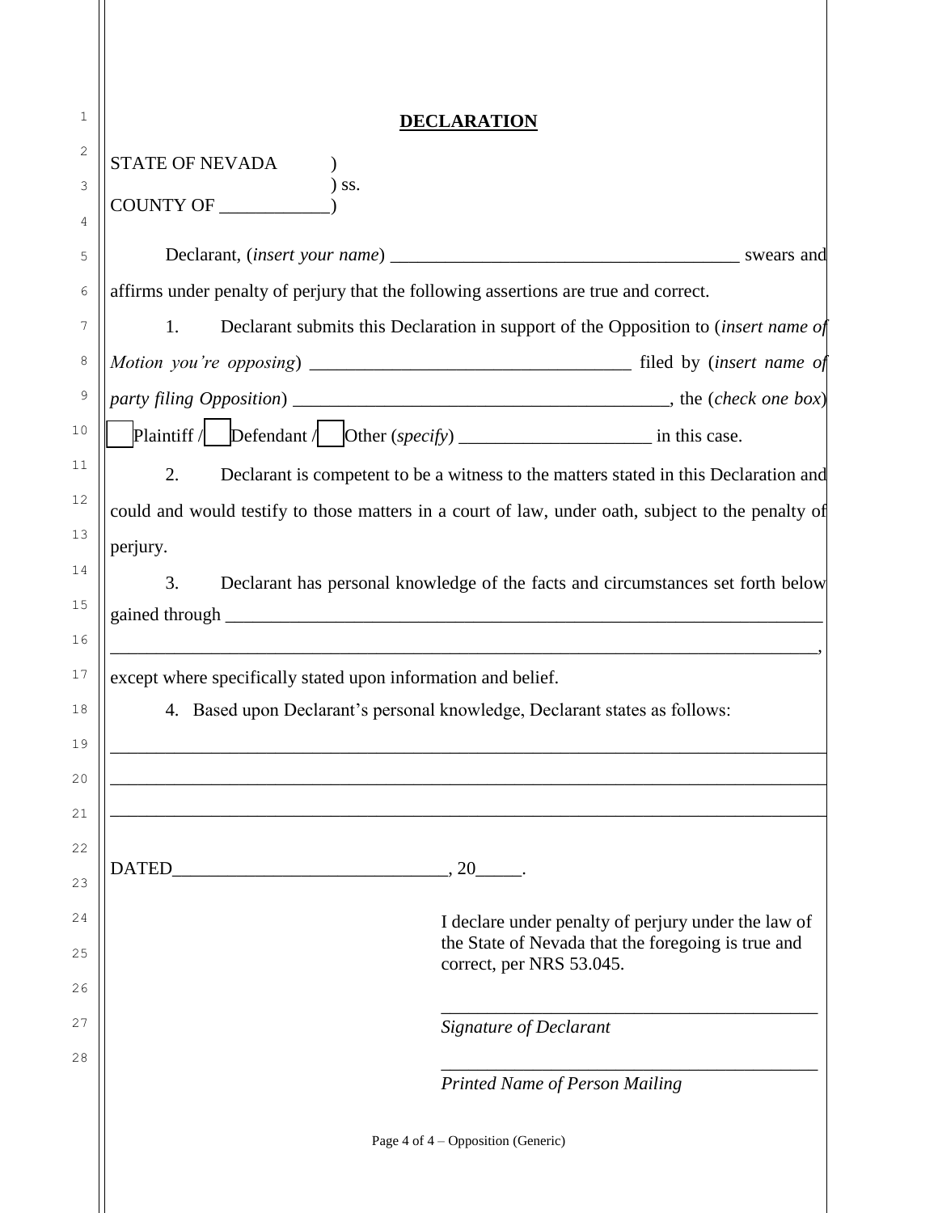# DECLARATION

STATE OF NEVADA )
) ss.
COUNTY OF ____________)

Declarant, (*insert your name*) ______________________________________ swears and affirms under penalty of perjury that the following assertions are true and correct.

1. Declarant submits this Declaration in support of the Opposition to (*insert name of Motion you're opposing*) __________________________________ filed by (*insert name of party filing Opposition*) ________________________________________, the (*check one box*) ☐ Plaintiff / ☐ Defendant / ☐ Other (*specify*) _____________________ in this case.

2. Declarant is competent to be a witness to the matters stated in this Declaration and could and would testify to those matters in a court of law, under oath, subject to the penalty of perjury.

3. Declarant has personal knowledge of the facts and circumstances set forth below gained through ________________________________________________________________
_____________________________________________________________________________, except where specifically stated upon information and belief.

4. Based upon Declarant's personal knowledge, Declarant states as follows:

_____________________________________________________________________________

_____________________________________________________________________________

_____________________________________________________________________________

DATED______________________________, 20_____.

I declare under penalty of perjury under the law of the State of Nevada that the foregoing is true and correct, per NRS 53.045.

__________________________________________
*Signature of Declarant*

__________________________________________
*Printed Name of Person Mailing*